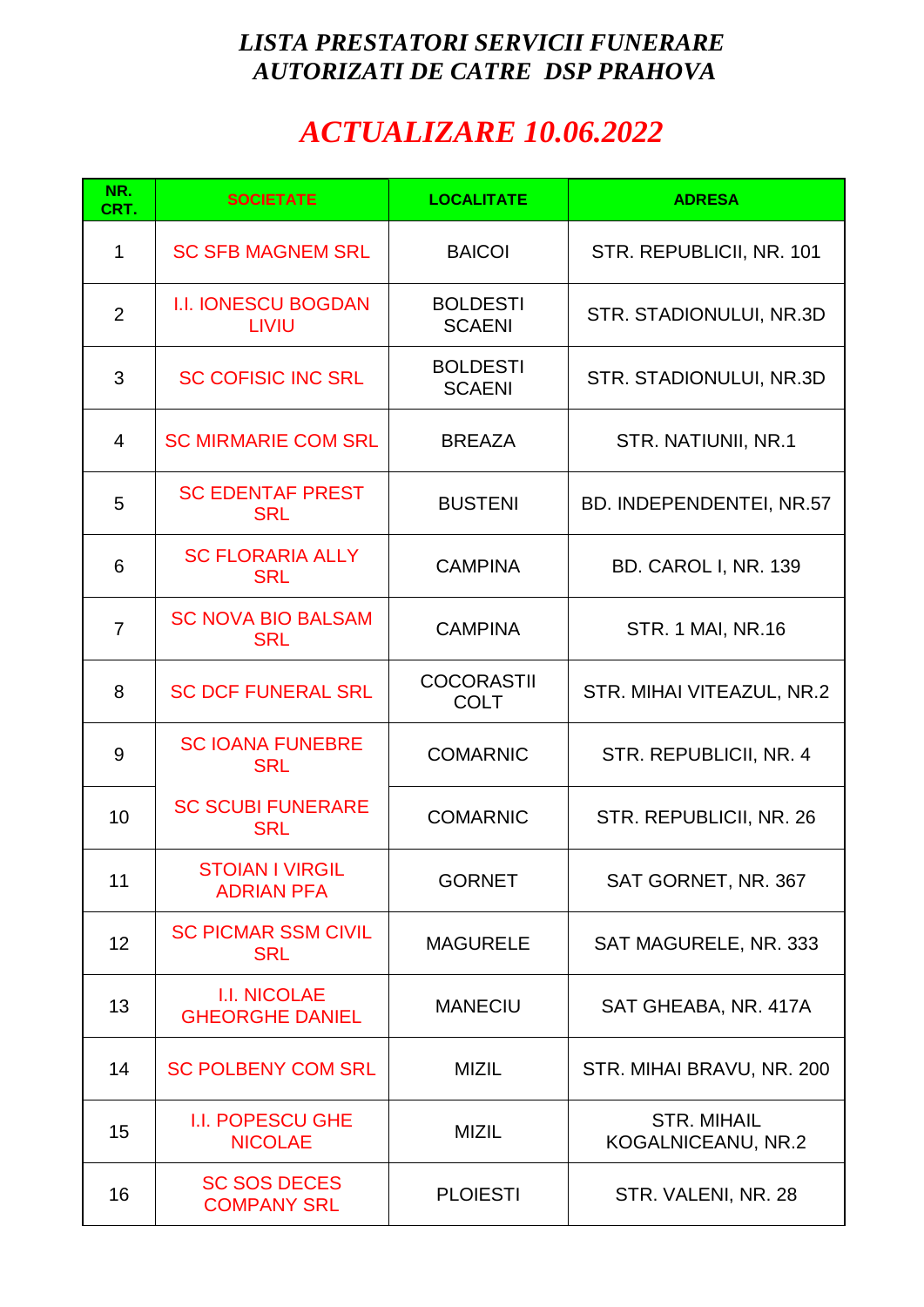# *LISTA PRESTATORI SERVICII FUNERARE AUTORIZATI DE CATRE DSP PRAHOVA*

## *ACTUALIZARE 10.06.2022*

| NR. CRT. | SOCIETATE | LOCALITATE | ADRESA |
|---|---|---|---|
| 1 | SC SFB MAGNEM SRL | BAICOI | STR. REPUBLICII, NR. 101 |
| 2 | I.I. IONESCU BOGDAN LIVIU | BOLDESTI SCAENI | STR. STADIONULUI, NR.3D |
| 3 | SC COFISIC INC SRL | BOLDESTI SCAENI | STR. STADIONULUI, NR.3D |
| 4 | SC MIRMARIE COM SRL | BREAZA | STR. NATIUNII, NR.1 |
| 5 | SC EDENTAF PREST SRL | BUSTENI | BD. INDEPENDENTEI, NR.57 |
| 6 | SC FLORARIA ALLY SRL | CAMPINA | BD. CAROL I, NR. 139 |
| 7 | SC NOVA BIO BALSAM SRL | CAMPINA | STR. 1 MAI, NR.16 |
| 8 | SC DCF FUNERAL SRL | COCORASTII COLT | STR. MIHAI VITEAZUL, NR.2 |
| 9 | SC IOANA FUNEBRE SRL | COMARNIC | STR. REPUBLICII, NR. 4 |
| 10 | SC SCUBI FUNERARE SRL | COMARNIC | STR. REPUBLICII, NR. 26 |
| 11 | STOIAN I VIRGIL ADRIAN PFA | GORNET | SAT GORNET, NR. 367 |
| 12 | SC PICMAR SSM CIVIL SRL | MAGURELE | SAT MAGURELE, NR. 333 |
| 13 | I.I. NICOLAE GHEORGHE DANIEL | MANECIU | SAT GHEABA, NR. 417A |
| 14 | SC POLBENY COM SRL | MIZIL | STR. MIHAI BRAVU, NR. 200 |
| 15 | I.I. POPESCU GHE NICOLAE | MIZIL | STR. MIHAIL KOGALNICEANU, NR.2 |
| 16 | SC SOS DECES COMPANY SRL | PLOIESTI | STR. VALENI, NR. 28 |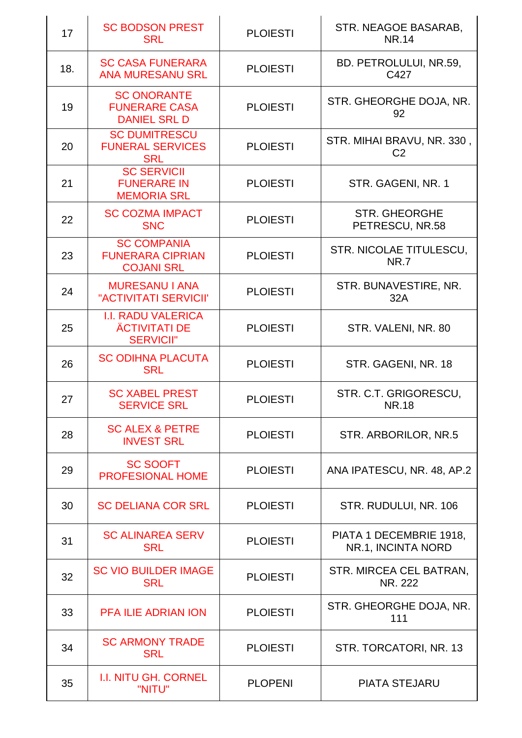| 17 | SC BODSON PREST SRL | PLOIESTI | STR. NEAGOE BASARAB, NR.14 |
|---|---|---|---|
| 18. | SC CASA FUNERARA ANA MURESANU SRL | PLOIESTI | BD. PETROLULUI, NR.59, C427 |
| 19 | SC ONORANTE FUNERARE CASA DANIEL SRL D | PLOIESTI | STR. GHEORGHE DOJA, NR. 92 |
| 20 | SC DUMITRESCU FUNERAL SERVICES SRL | PLOIESTI | STR. MIHAI BRAVU, NR. 330 , C2 |
| 21 | SC SERVICII FUNERARE IN MEMORIA SRL | PLOIESTI | STR. GAGENI, NR. 1 |
| 22 | SC COZMA IMPACT SNC | PLOIESTI | STR. GHEORGHE PETRESCU, NR.58 |
| 23 | SC COMPANIA FUNERARA CIPRIAN COJANI SRL | PLOIESTI | STR. NICOLAE TITULESCU, NR.7 |
| 24 | MURESANU I ANA "ACTIVITATI SERVICII' | PLOIESTI | STR. BUNAVESTIRE, NR. 32A |
| 25 | I.I. RADU VALERICA ĂCTIVITATI DE SERVICII" | PLOIESTI | STR. VALENI, NR. 80 |
| 26 | SC ODIHNA PLACUTA SRL | PLOIESTI | STR. GAGENI, NR. 18 |
| 27 | SC XABEL PREST SERVICE SRL | PLOIESTI | STR. C.T. GRIGORESCU, NR.18 |
| 28 | SC ALEX & PETRE INVEST SRL | PLOIESTI | STR. ARBORILOR, NR.5 |
| 29 | SC SOOFT PROFESIONAL HOME | PLOIESTI | ANA IPATESCU, NR. 48, AP.2 |
| 30 | SC DELIANA COR SRL | PLOIESTI | STR. RUDULUI, NR. 106 |
| 31 | SC ALINAREA SERV SRL | PLOIESTI | PIATA 1 DECEMBRIE 1918, NR.1, INCINTA NORD |
| 32 | SC VIO BUILDER IMAGE SRL | PLOIESTI | STR. MIRCEA CEL BATRAN, NR. 222 |
| 33 | PFA ILIE ADRIAN ION | PLOIESTI | STR. GHEORGHE DOJA, NR. 111 |
| 34 | SC ARMONY TRADE SRL | PLOIESTI | STR. TORCATORI, NR. 13 |
| 35 | I.I. NITU GH. CORNEL "NITU" | PLOPENI | PIATA STEJARU |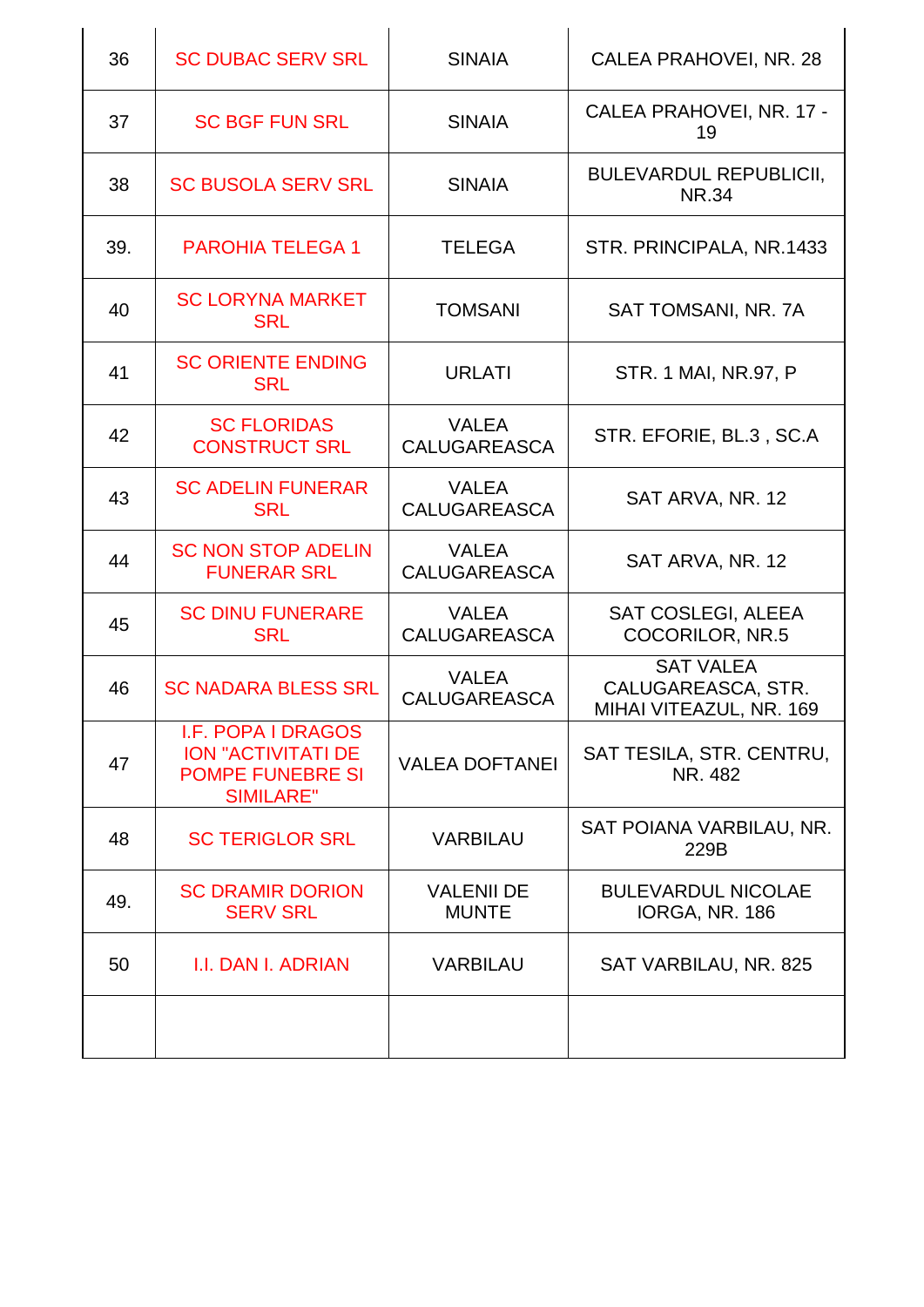| | | | |
|---|---|---|---|
| 36 | SC DUBAC SERV SRL | SINAIA | CALEA PRAHOVEI, NR. 28 |
| 37 | SC BGF FUN SRL | SINAIA | CALEA PRAHOVEI, NR. 17 - 19 |
| 38 | SC BUSOLA SERV SRL | SINAIA | BULEVARDUL REPUBLICII, NR.34 |
| 39. | PAROHIA TELEGA 1 | TELEGA | STR. PRINCIPALA, NR.1433 |
| 40 | SC LORYNA MARKET SRL | TOMSANI | SAT TOMSANI, NR. 7A |
| 41 | SC ORIENTE ENDING SRL | URLATI | STR. 1 MAI, NR.97, P |
| 42 | SC FLORIDAS CONSTRUCT SRL | VALEA CALUGAREASCA | STR. EFORIE, BL.3 , SC.A |
| 43 | SC ADELIN FUNERAR SRL | VALEA CALUGAREASCA | SAT ARVA, NR. 12 |
| 44 | SC NON STOP ADELIN FUNERAR SRL | VALEA CALUGAREASCA | SAT ARVA, NR. 12 |
| 45 | SC DINU FUNERARE SRL | VALEA CALUGAREASCA | SAT COSLEGI, ALEEA COCORILOR, NR.5 |
| 46 | SC NADARA BLESS SRL | VALEA CALUGAREASCA | SAT VALEA CALUGAREASCA, STR. MIHAI VITEAZUL, NR. 169 |
| 47 | I.F. POPA I DRAGOS ION "ACTIVITATI DE POMPE FUNEBRE SI SIMILARE" | VALEA DOFTANEI | SAT TESILA, STR. CENTRU, NR. 482 |
| 48 | SC TERIGLOR SRL | VARBILAU | SAT POIANA VARBILAU, NR. 229B |
| 49. | SC DRAMIR DORION SERV SRL | VALENII DE MUNTE | BULEVARDUL NICOLAE IORGA, NR. 186 |
| 50 | I.I. DAN I. ADRIAN | VARBILAU | SAT VARBILAU, NR. 825 |
| | | | |